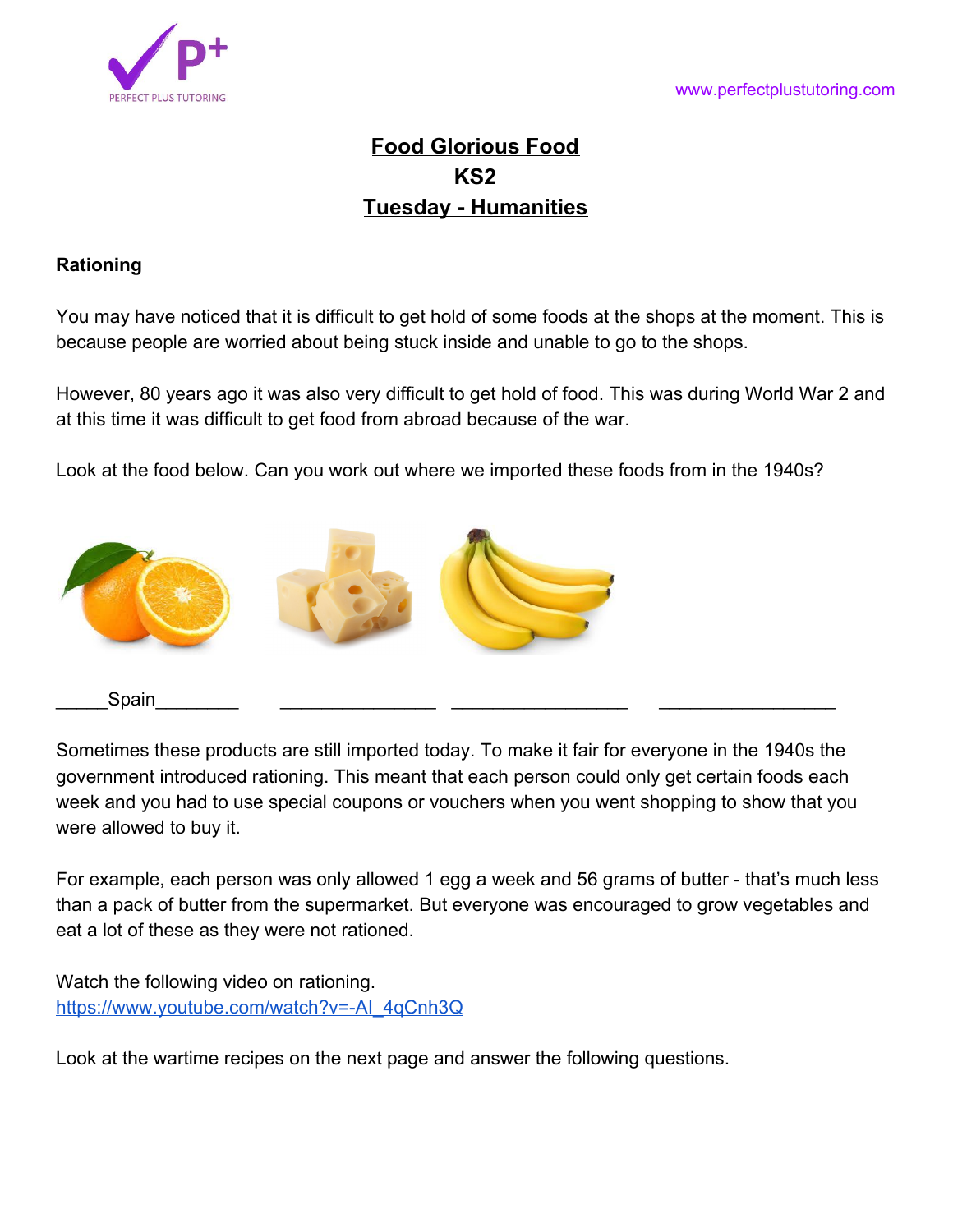# Food Glorious Food
## KS2
## Tuesday - Humanities

**Rationing**

You may have noticed that it is difficult to get hold of some foods at the shops at the moment. This is because people are worried about being stuck inside and unable to go to the shops.

However, 80 years ago it was also very difficult to get hold of food. This was during World War 2 and at this time it was difficult to get food from abroad because of the war.

Look at the food below. Can you work out where we imported these foods from in the 1940s?

_____Spain________ ________________ __________________ __________________

Sometimes these products are still imported today. To make it fair for everyone in the 1940s the government introduced rationing. This meant that each person could only get certain foods each week and you had to use special coupons or vouchers when you went shopping to show that you were allowed to buy it.

For example, each person was only allowed 1 egg a week and 56 grams of butter - that's much less than a pack of butter from the supermarket. But everyone was encouraged to grow vegetables and eat a lot of these as they were not rationed.

Watch the following video on rationing.
https://www.youtube.com/watch?v=-Al_4qCnh3Q

Look at the wartime recipes on the next page and answer the following questions.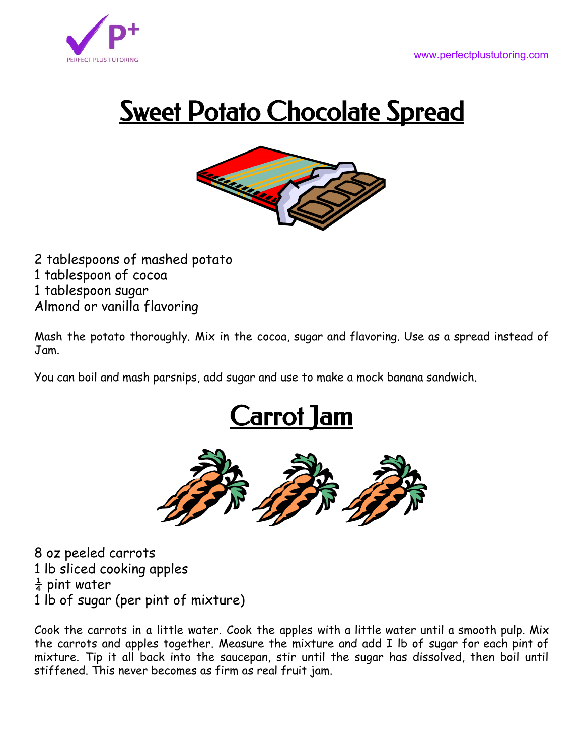# Sweet Potato Chocolate Spread

2 tablespoons of mashed potato
1 tablespoon of cocoa
1 tablespoon sugar
Almond or vanilla flavoring

Mash the potato thoroughly. Mix in the cocoa, sugar and flavoring. Use as a spread instead of Jam.

You can boil and mash parsnips, add sugar and use to make a mock banana sandwich.

# Carrot Jam

8 oz peeled carrots
1 lb sliced cooking apples
¼ pint water
1 lb of sugar (per pint of mixture)

Cook the carrots in a little water. Cook the apples with a little water until a smooth pulp. Mix the carrots and apples together. Measure the mixture and add I lb of sugar for each pint of mixture. Tip it all back into the saucepan, stir until the sugar has dissolved, then boil until stiffened. This never becomes as firm as real fruit jam.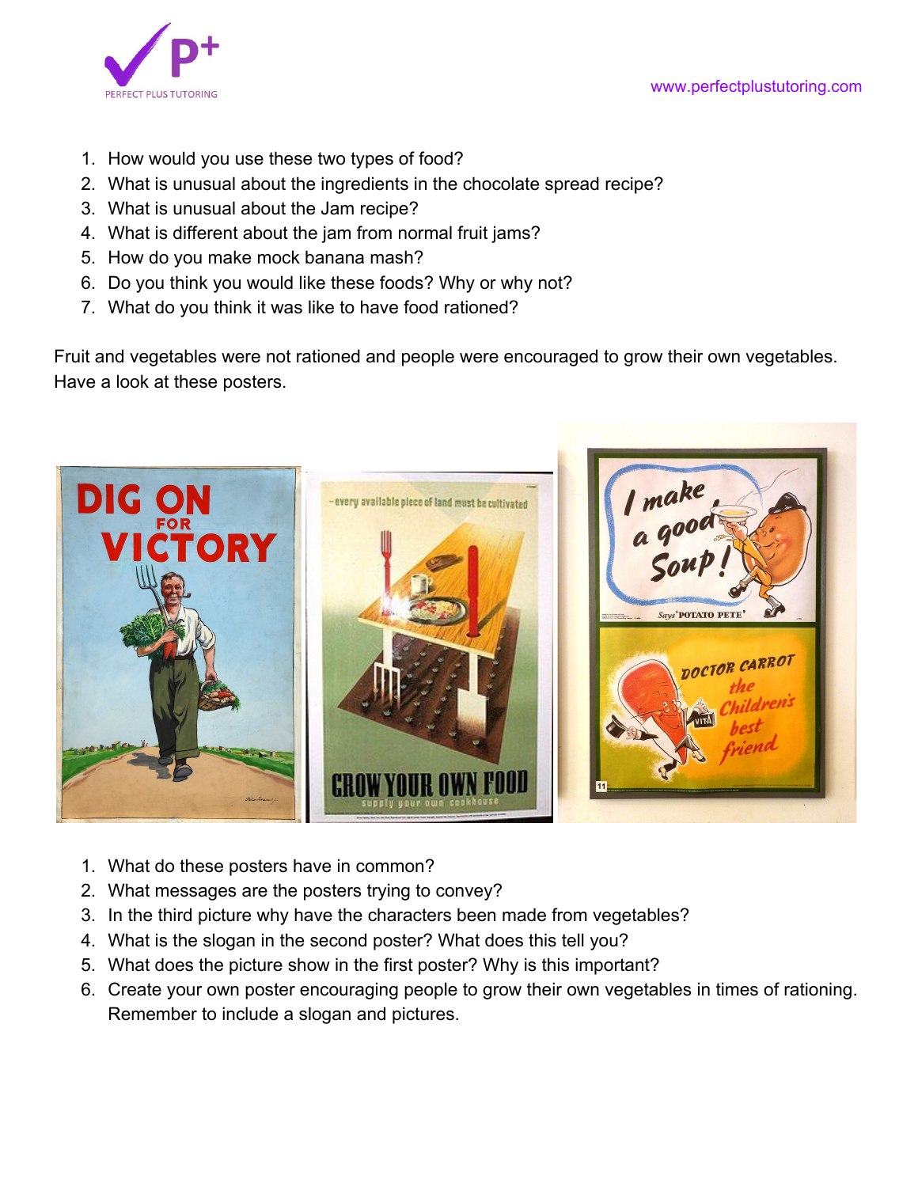1. How would you use these two types of food?
2. What is unusual about the ingredients in the chocolate spread recipe?
3. What is unusual about the Jam recipe?
4. What is different about the jam from normal fruit jams?
5. How do you make mock banana mash?
6. Do you think you would like these foods? Why or why not?
7. What do you think it was like to have food rationed?

Fruit and vegetables were not rationed and people were encouraged to grow their own vegetables. Have a look at these posters.

1. What do these posters have in common?
2. What messages are the posters trying to convey?
3. In the third picture why have the characters been made from vegetables?
4. What is the slogan in the second poster? What does this tell you?
5. What does the picture show in the first poster? Why is this important?
6. Create your own poster encouraging people to grow their own vegetables in times of rationing. Remember to include a slogan and pictures.